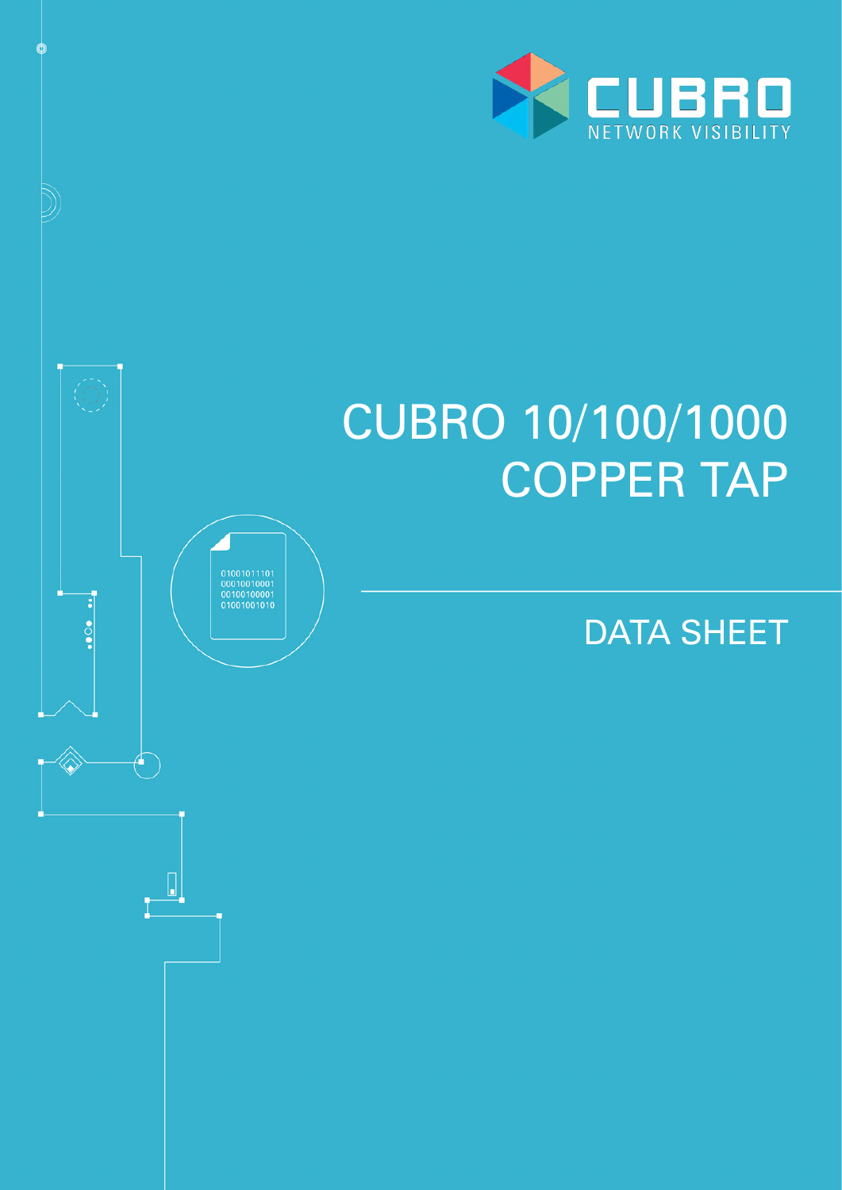CUBRO

NETWORK VISIBILITY

# CUBRO 10/100/1000 COPPER TAP

## DATA SHEET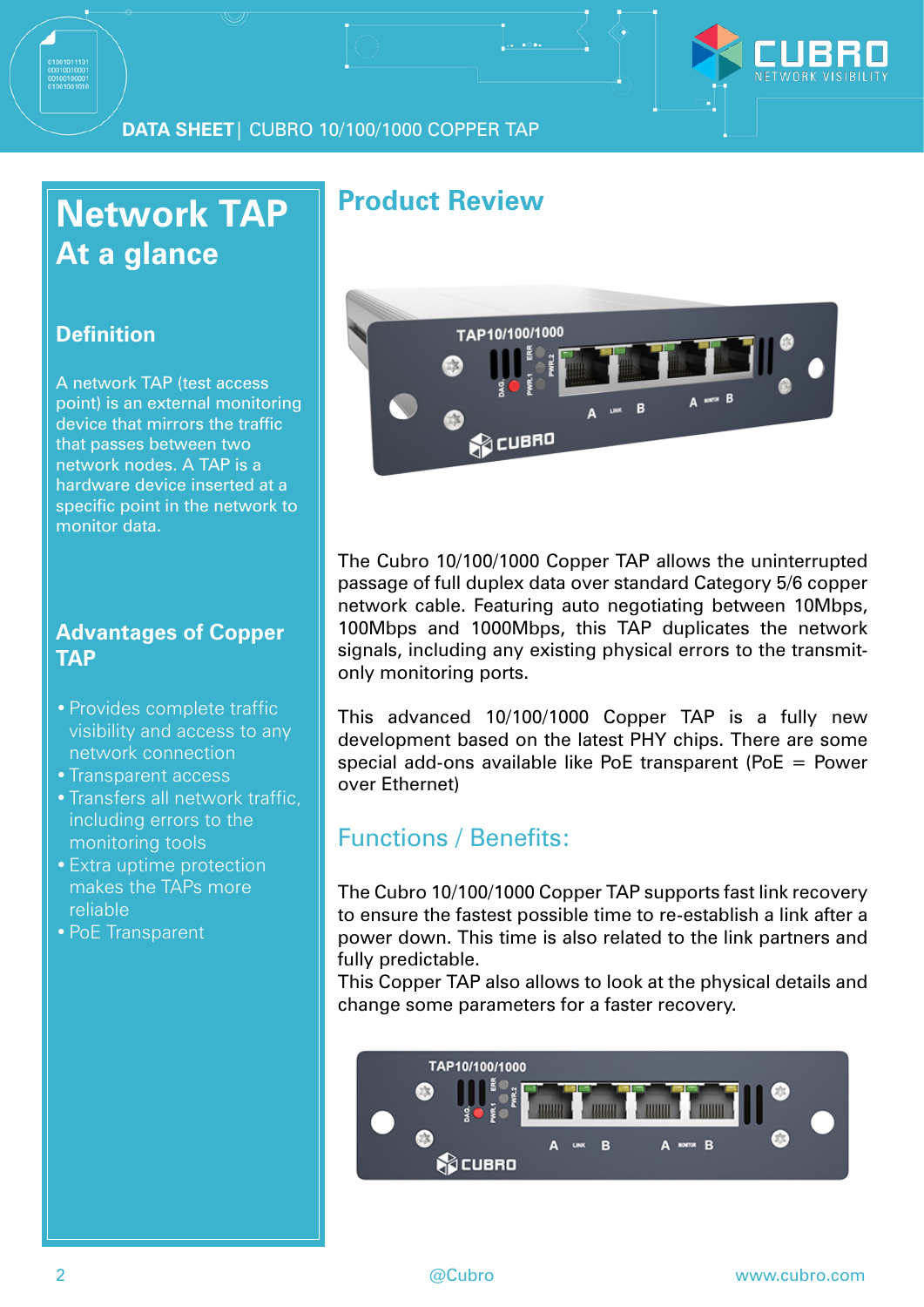# Network TAP At a glance

## Definition

A network TAP (test access point) is an external monitoring device that mirrors the traffic that passes between two network nodes. A TAP is a hardware device inserted at a specific point in the network to monitor data.

## Advantages of Copper TAP

- Provides complete traffic visibility and access to any network connection
- Transparent access
- Transfers all network traffic, including errors to the monitoring tools
- Extra uptime protection makes the TAPs more reliable
- PoE Transparent

## Product Review

The Cubro 10/100/1000 Copper TAP allows the uninterrupted passage of full duplex data over standard Category 5/6 copper network cable. Featuring auto negotiating between 10Mbps, 100Mbps and 1000Mbps, this TAP duplicates the network signals, including any existing physical errors to the transmit-only monitoring ports.

This advanced 10/100/1000 Copper TAP is a fully new development based on the latest PHY chips. There are some special add-ons available like PoE transparent (PoE = Power over Ethernet)

## Functions / Benefits:

The Cubro 10/100/1000 Copper TAP supports fast link recovery to ensure the fastest possible time to re-establish a link after a power down. This time is also related to the link partners and fully predictable.
This Copper TAP also allows to look at the physical details and change some parameters for a faster recovery.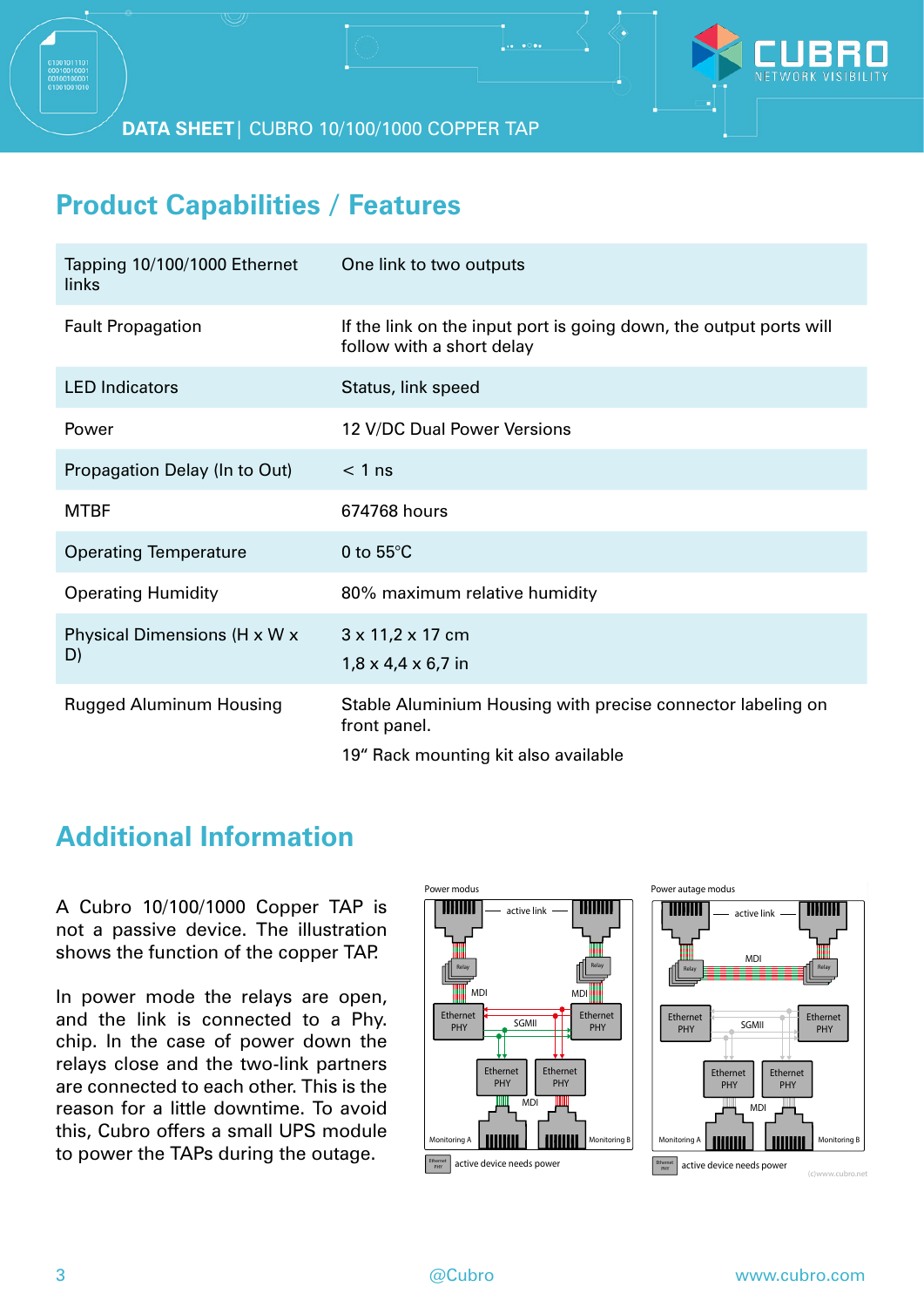## Product Capabilities / Features

| | |
|---|---|
| Tapping 10/100/1000 Ethernet links | One link to two outputs |
| Fault Propagation | If the link on the input port is going down, the output ports will follow with a short delay |
| LED Indicators | Status, link speed |
| Power | 12 V/DC Dual Power Versions |
| Propagation Delay (In to Out) | < 1 ns |
| MTBF | 674768 hours |
| Operating Temperature | 0 to 55°C |
| Operating Humidity | 80% maximum relative humidity |
| Physical Dimensions (H x W x D) | 3 x 11,2 x 17 cm<br>1,8 x 4,4 x 6,7 in |
| Rugged Aluminum Housing | Stable Aluminium Housing with precise connector labeling on front panel.<br>19" Rack mounting kit also available |

## Additional Information

A Cubro 10/100/1000 Copper TAP is not a passive device. The illustration shows the function of the copper TAP.

In power mode the relays are open, and the link is connected to a Phy. chip. In the case of power down the relays close and the two-link partners are connected to each other. This is the reason for a little downtime. To avoid this, Cubro offers a small UPS module to power the TAPs during the outage.

Power modus — active link — Relay — MDI — Ethernet PHY — SGMII — Monitoring A — Monitoring B — active device needs power

Power autage modus — active link — MDI — Relay — Ethernet PHY — SGMII — Monitoring A — Monitoring B — active device needs power

(c)www.cubro.net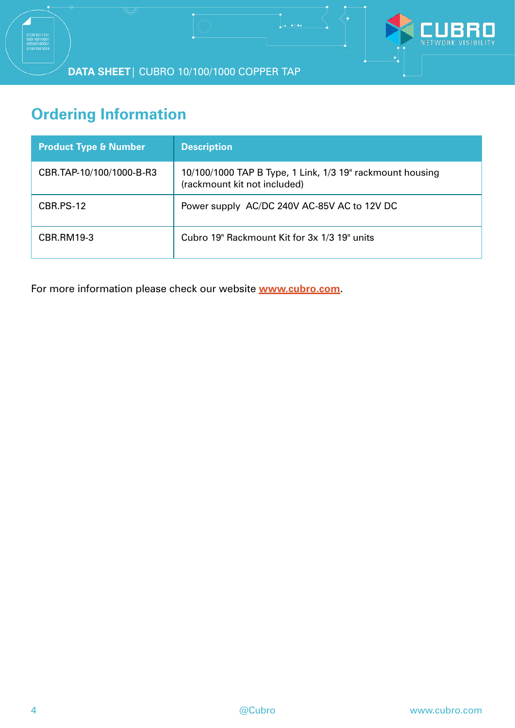## Ordering Information

| Product Type & Number | Description |
|---|---|
| CBR.TAP-10/100/1000-B-R3 | 10/100/1000 TAP B Type, 1 Link, 1/3 19" rackmount housing (rackmount kit not included) |
| CBR.PS-12 | Power supply  AC/DC 240V AC-85V AC to 12V DC |
| CBR.RM19-3 | Cubro 19" Rackmount Kit for 3x 1/3 19" units |

For more information please check our website **www.cubro.com**.